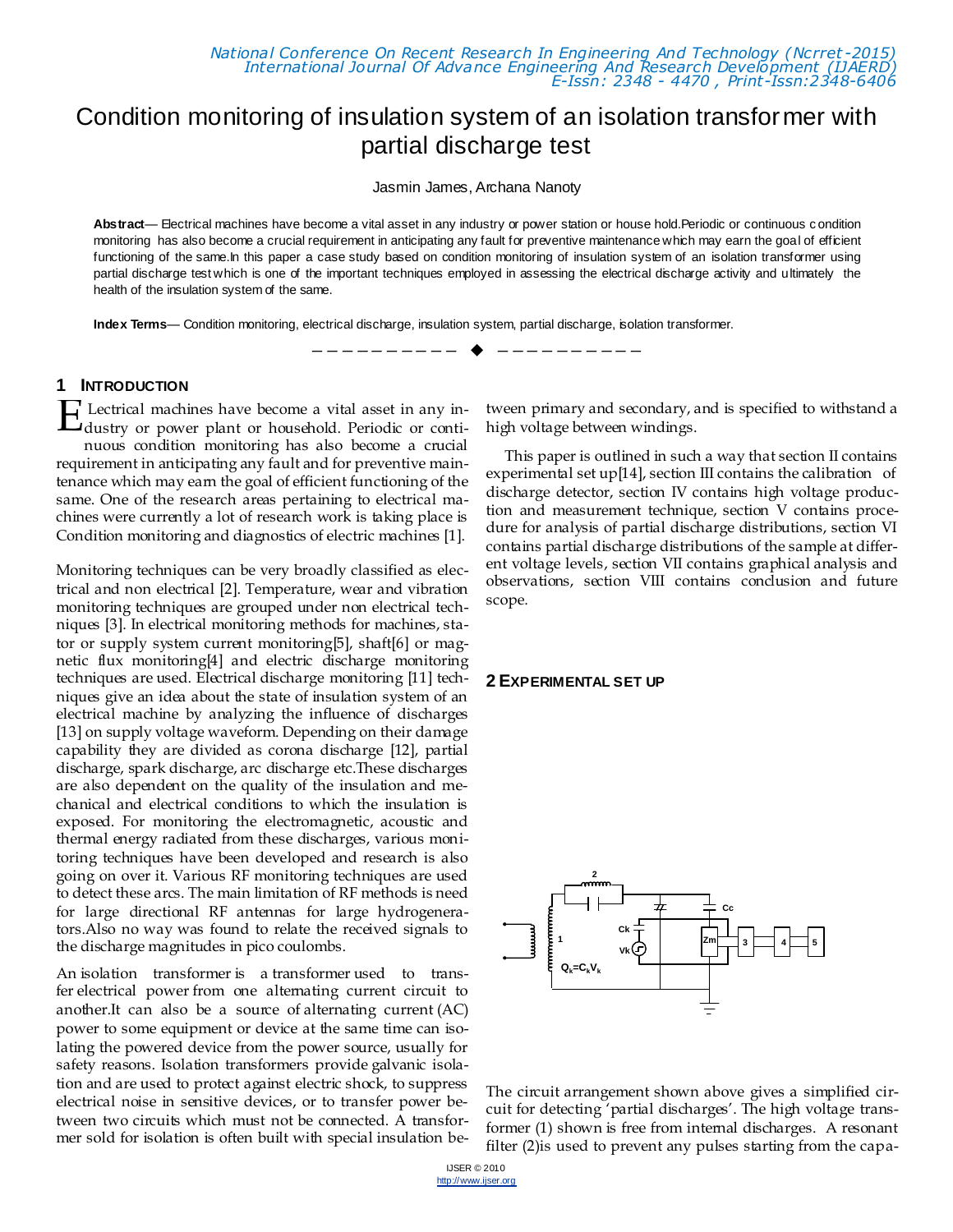# Condition monitoring of insulation system of an isolation transformer with partial discharge test

Jasmin James, Archana Nanoty

**Abstract**— Electrical machines have become a vital asset in any industry or power station or house hold.Periodic or continuous condition monitoring has also become a crucial requirement in anticipating any fault for preventive maintenance which may earn the goal of efficient functioning of the same.In this paper a case study based on condition monitoring of insulation system of an isolation transformer using partial discharge test which is one of the important techniques employed in assessing the electrical discharge activity and ultimately the health of the insulation system of the same.

**Index Terms**— Condition monitoring, electrical discharge, insulation system, partial discharge, isolation transformer.

## 1 INTRODUCTION

Electrical machines have become a vital asset in any industry or power plant or household. Periodic or continuous condition monitoring has also become a crucial requirement in anticipating any fault and for preventive maintenance which may earn the goal of efficient functioning of the same. One of the research areas pertaining to electrical machines were currently a lot of research work is taking place is Condition monitoring and diagnostics of electric machines [1].

Monitoring techniques can be very broadly classified as electrical and non electrical [2]. Temperature, wear and vibration monitoring techniques are grouped under non electrical techniques [3]. In electrical monitoring methods for machines, stator or supply system current monitoring[5], shaft[6] or magnetic flux monitoring[4] and electric discharge monitoring techniques are used. Electrical discharge monitoring [11] techniques give an idea about the state of insulation system of an electrical machine by analyzing the influence of discharges [13] on supply voltage waveform. Depending on their damage capability they are divided as corona discharge [12], partial discharge, spark discharge, arc discharge etc.These discharges are also dependent on the quality of the insulation and mechanical and electrical conditions to which the insulation is exposed. For monitoring the electromagnetic, acoustic and thermal energy radiated from these discharges, various monitoring techniques have been developed and research is also going on over it. Various RF monitoring techniques are used to detect these arcs. The main limitation of RF methods is need for large directional RF antennas for large hydrogenerators.Also no way was found to relate the received signals to the discharge magnitudes in pico coulombs.

An isolation transformer is a transformer used to transfer electrical power from one alternating current circuit to another.It can also be a source of alternating current (AC) power to some equipment or device at the same time can isolating the powered device from the power source, usually for safety reasons. Isolation transformers provide galvanic isolation and are used to protect against electric shock, to suppress electrical noise in sensitive devices, or to transfer power between two circuits which must not be connected. A transformer sold for isolation is often built with special insulation between primary and secondary, and is specified to withstand a high voltage between windings.

This paper is outlined in such a way that section II contains experimental set up[14], section III contains the calibration of discharge detector, section IV contains high voltage production and measurement technique, section V contains procedure for analysis of partial discharge distributions, section VI contains partial discharge distributions of the sample at different voltage levels, section VII contains graphical analysis and observations, section VIII contains conclusion and future scope.

## 2 EXPERIMENTAL SET UP

The circuit arrangement shown above gives a simplified circuit for detecting 'partial discharges'. The high voltage transformer (1) shown is free from internal discharges. A resonant filter (2)is used to prevent any pulses starting from the capa-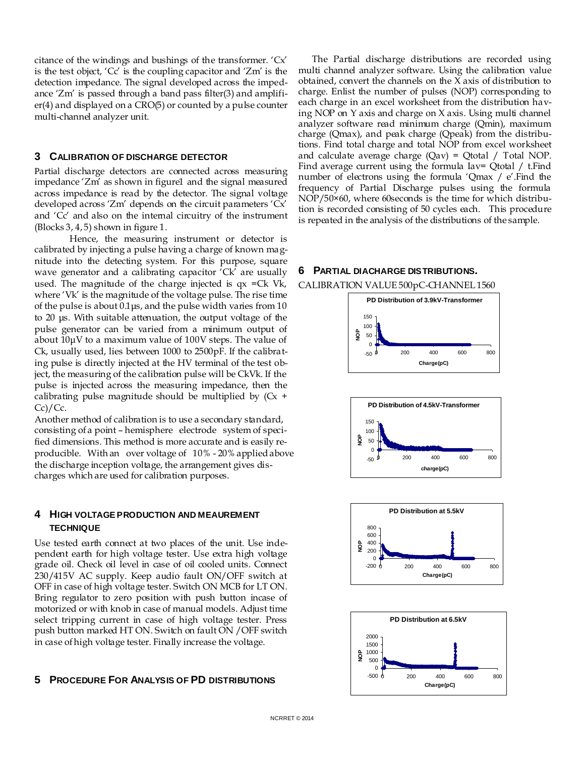citance of the windings and bushings of the transformer. 'Cx' is the test object, 'Cc' is the coupling capacitor and 'Zm' is the detection impedance. The signal developed across the impedance 'Zm' is passed through a band pass filter(3) and amplifier(4) and displayed on a CRO(5) or counted by a pulse counter multi-channel analyzer unit.

## 3 CALIBRATION OF DISCHARGE DETECTOR

Partial discharge detectors are connected across measuring impedance 'Zm' as shown in figure1 and the signal measured across impedance is read by the detector. The signal voltage developed across 'Zm' depends on the circuit parameters 'Cx' and 'Cc' and also on the internal circuitry of the instrument (Blocks 3, 4, 5) shown in figure 1.

Hence, the measuring instrument or detector is calibrated by injecting a pulse having a charge of known magnitude into the detecting system. For this purpose, square wave generator and a calibrating capacitor 'Ck' are usually used. The magnitude of the charge injected is qx =Ck Vk, where 'Vk' is the magnitude of the voltage pulse. The rise time of the pulse is about 0.1µs, and the pulse width varies from 10 to 20 µs. With suitable attenuation, the output voltage of the pulse generator can be varied from a minimum output of about 10µV to a maximum value of 100V steps. The value of Ck, usually used, lies between 1000 to 2500pF. If the calibrating pulse is directly injected at the HV terminal of the test object, the measuring of the calibration pulse will be CkVk. If the pulse is injected across the measuring impedance, then the calibrating pulse magnitude should be multiplied by (Cx + Cc)/Cc.

Another method of calibration is to use a secondary standard, consisting of a point – hemisphere electrode system of specified dimensions. This method is more accurate and is easily reproducible. With an over voltage of 10% - 20% applied above the discharge inception voltage, the arrangement gives discharges which are used for calibration purposes.

## 4 HIGH VOLTAGE PRODUCTION AND MEAUREMENT TECHNIQUE

Use tested earth connect at two places of the unit. Use independent earth for high voltage tester. Use extra high voltage grade oil. Check oil level in case of oil cooled units. Connect 230/415V AC supply. Keep audio fault ON/OFF switch at OFF in case of high voltage tester. Switch ON MCB for LT ON. Bring regulator to zero position with push button incase of motorized or with knob in case of manual models. Adjust time select tripping current in case of high voltage tester. Press push button marked HT ON. Switch on fault ON /OFF switch in case of high voltage tester. Finally increase the voltage.

## 5 PROCEDURE FOR ANALYSIS OF PD DISTRIBUTIONS

The Partial discharge distributions are recorded using multi channel analyzer software. Using the calibration value obtained, convert the channels on the X axis of distribution to charge. Enlist the number of pulses (NOP) corresponding to each charge in an excel worksheet from the distribution having NOP on Y axis and charge on X axis. Using multi channel analyzer software read minimum charge (Qmin), maximum charge (Qmax), and peak charge (Qpeak) from the distributions. Find total charge and total NOP from excel worksheet and calculate average charge (Qav) = Qtotal / Total NOP. Find average current using the formula Iav= Qtotal / t.Find number of electrons using the formula 'Qmax / e'.Find the frequency of Partial Discharge pulses using the formula NOP/50×60, where 60seconds is the time for which distribution is recorded consisting of 50 cycles each. This procedure is repeated in the analysis of the distributions of the sample.

## 6 PARTIAL DIACHARGE DISTRIBUTIONS.

CALIBRATION VALUE 500pC-CHANNEL 1560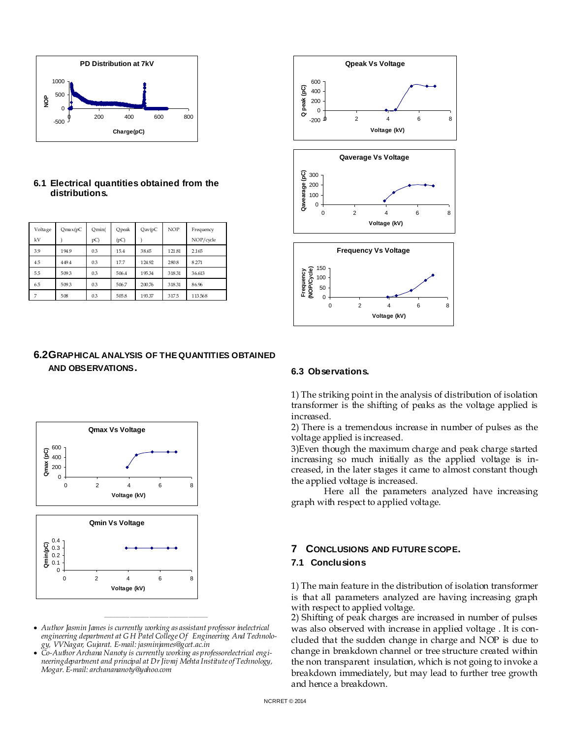## 6.1 Electrical quantities obtained from the distributions.

| Voltage kV | Qmax(pC) | Qmin(pC) | Qpeak (pC) | Qav(pC) | NOP | Frequency NOP/cycle |
|---|---|---|---|---|---|---|
| 3.9 | 194.9 | 0.3 | 15.4 | 38.65 | 121.81 | 2.165 |
| 4.5 | 449.4 | 0.3 | 17.7 | 124.92 | 280.8 | 8.271 |
| 5.5 | 509.3 | 0.3 | 506.4 | 195.34 | 318.31 | 36.613 |
| 6.5 | 509.3 | 0.3 | 506.7 | 200.76 | 318.31 | 86.96 |
| 7 | 508 | 0.3 | 505.8 | 193.37 | 317.5 | 113.568 |

## 6.2 Graphical Analysis of the Quantities Obtained and Observations.

## 6.3 Observations.

1) The striking point in the analysis of distribution of isolation transformer is the shifting of peaks as the voltage applied is increased.
2) There is a tremendous increase in number of pulses as the voltage applied is increased.
3) Even though the maximum charge and peak charge started increasing so much initially as the applied voltage is increased, in the later stages it came to almost constant though the applied voltage is increased.

Here all the parameters analyzed have increasing graph with respect to applied voltage.

# 7 Conclusions and Future Scope.

## 7.1 Conclusions

1) The main feature in the distribution of isolation transformer is that all parameters analyzed are having increasing graph with respect to applied voltage.
2) Shifting of peak charges are increased in number of pulses was also observed with increase in applied voltage . It is concluded that the sudden change in charge and NOP is due to change in breakdown channel or tree structure created within the non transparent insulation, which is not going to invoke a breakdown immediately, but may lead to further tree growth and hence a breakdown.

- *Author Jasmin James is currently working as assistant professor inelectrical engineering department at G H Patel College Of Engineering And Technology, VVNagar, Gujarat. E-mail: jasminjames@gcet.ac.in*
- *Co-Author Archana Nanoty is currently working as professorelectrical engineeringdepartment and principal at Dr Jivraj Mehta Institute of Technology, Mogar. E-mail: archananoty@yahoo.com*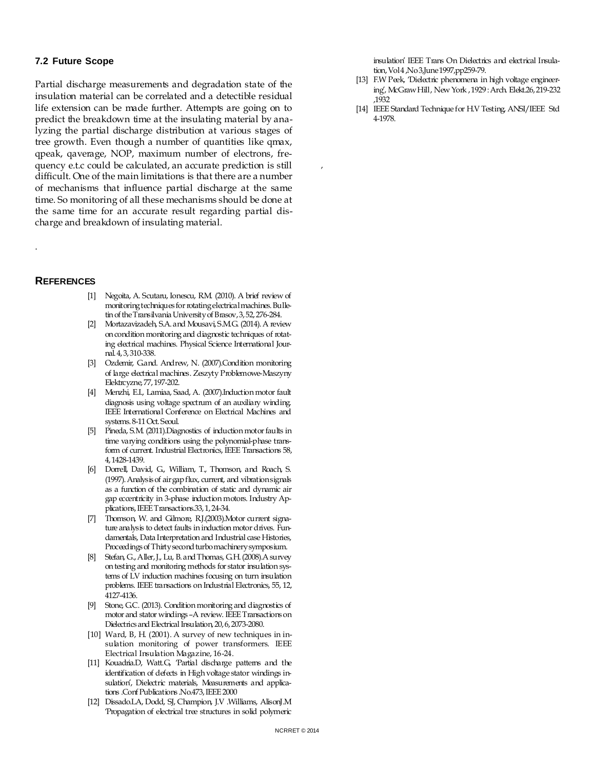### 7.2 Future Scope

Partial discharge measurements and degradation state of the insulation material can be correlated and a detectible residual life extension can be made further. Attempts are going on to predict the breakdown time at the insulating material by analyzing the partial discharge distribution at various stages of tree growth. Even though a number of quantities like qmax, qpeak, qaverage, NOP, maximum number of electrons, frequency e.t.c could be calculated, an accurate prediction is still difficult. One of the main limitations is that there are a number of mechanisms that influence partial discharge at the same time. So monitoring of all these mechanisms should be done at the same time for an accurate result regarding partial discharge and breakdown of insulating material.

## REFERENCES

[1] Negoita, A. Scutaru, Ionescu, R.M. (2010). A brief review of monitoring techniques for rotating electrical machines. Bulletin of the Transilvania University of Brasov, 3, 52, 276-284.

[2] Mortazavizadeh, S.A. and Mousavi, S.M.G. (2014). A review on condition monitoring and diagnostic techniques of rotating electrical machines. Physical Science International Journal. 4, 3, 310-338.

[3] Ozdemir, G.and. Andrew, N. (2007).Condition monitoring of large electrical machines. Zeszyty Problemowe-Maszyny Elektrcyzne, 77, 197-202.

[4] Menzhi, E.L, Lamiaa, Saad, A. (2007).Induction motor fault diagnosis using voltage spectrum of an auxiliary winding. IEEE International Conference on Electrical Machines and systems. 8-11 Oct. Seoul.

[5] Pineda, S.M. (2011).Diagnostics of induction motor faults in time varying conditions using the polynomial-phase transform of current. Industrial Electronics, IEEE Transactions 58, 4, 1428-1439.

[6] Dorrell, David, G., William, T., Thomson, and Roach, S. (1997). Analysis of air gap flux, current, and vibration signals as a function of the combination of static and dynamic air gap eccentricity in 3-phase induction motors. Industry Applications, IEEE Transactions.33, 1, 24-34.

[7] Thomson, W. and Gilmore, R.J.(2003).Motor current signature analysis to detect faults in induction motor drives. Fundamentals, Data Interpretation and Industrial case Histories, Proceedings of Thirty second turbomachinery symposium.

[8] Stefan, G., Aller, J., Lu, B. and Thomas, G.H. (2008).A survey on testing and monitoring methods for stator insulation systems of LV induction machines focusing on turn insulation problems. IEEE transactions on Industrial Electronics, 55, 12, 4127-4136.

[9] Stone, G.C. (2013). Condition monitoring and diagnostics of motor and stator windings –A review. IEEE Transactions on Dielectrics and Electrical Insulation, 20, 6, 2073-2080.

[10] Ward, B, H. (2001). A survey of new techniques in insulation monitoring of power transformers. IEEE Electrical Insulation Magazine, 16-24.

[11] Kouadria.D, Watt.G, 'Partial discharge patterns and the identification of defects in High voltage stator windings insulation', Dielectric materials, Measurements and applications .Conf Publications .No.473, IEEE 2000

[12] Dissado.LA, Dodd, SJ, Champion, J.V .Williams, AlisonJ.M 'Propagation of electrical tree structures in solid polymeric insulation' IEEE Trans On Dielectrics and electrical Insulation, Vol4 ,No3,June1997,pp259-79.

[13] F.W Peek, 'Dielectric phenomena in high voltage engineering', McGraw Hill, New York , 1929 : Arch. Elekt.26, 219-232 ,1932

[14] IEEE Standard Technique for H.V Testing, ANSI/IEEE Std 4-1978.